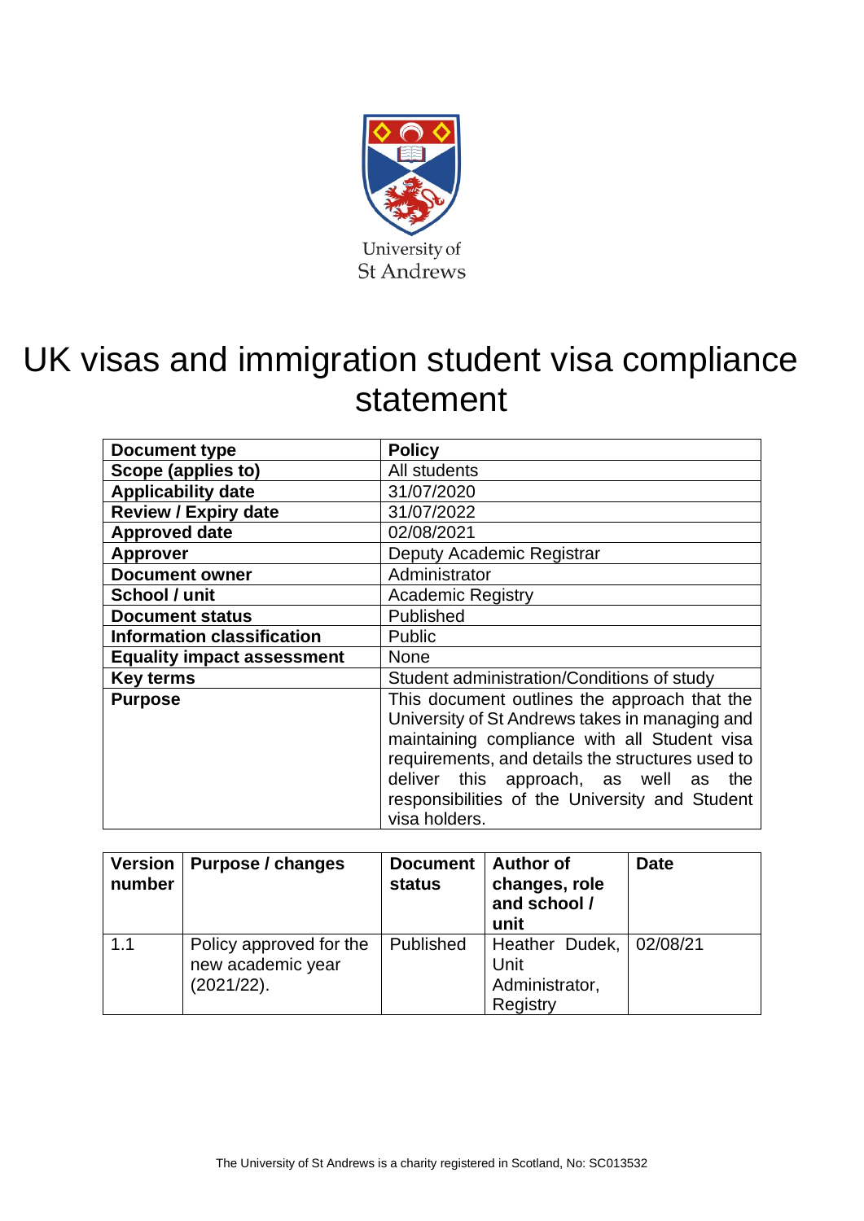University of St Andrews

# UK visas and immigration student visa compliance statement

| Document type | Policy |
|---|---|
| Scope (applies to) | All students |
| Applicability date | 31/07/2020 |
| Review / Expiry date | 31/07/2022 |
| Approved date | 02/08/2021 |
| Approver | Deputy Academic Registrar |
| Document owner | Administrator |
| School / unit | Academic Registry |
| Document status | Published |
| Information classification | Public |
| Equality impact assessment | None |
| Key terms | Student administration/Conditions of study |
| Purpose | This document outlines the approach that the University of St Andrews takes in managing and maintaining compliance with all Student visa requirements, and details the structures used to deliver this approach, as well as the responsibilities of the University and Student visa holders. |

| Version number | Purpose / changes | Document status | Author of changes, role and school / unit | Date |
|---|---|---|---|---|
| 1.1 | Policy approved for the new academic year (2021/22). | Published | Heather Dudek, Unit Administrator, Registry | 02/08/21 |

The University of St Andrews is a charity registered in Scotland, No: SC013532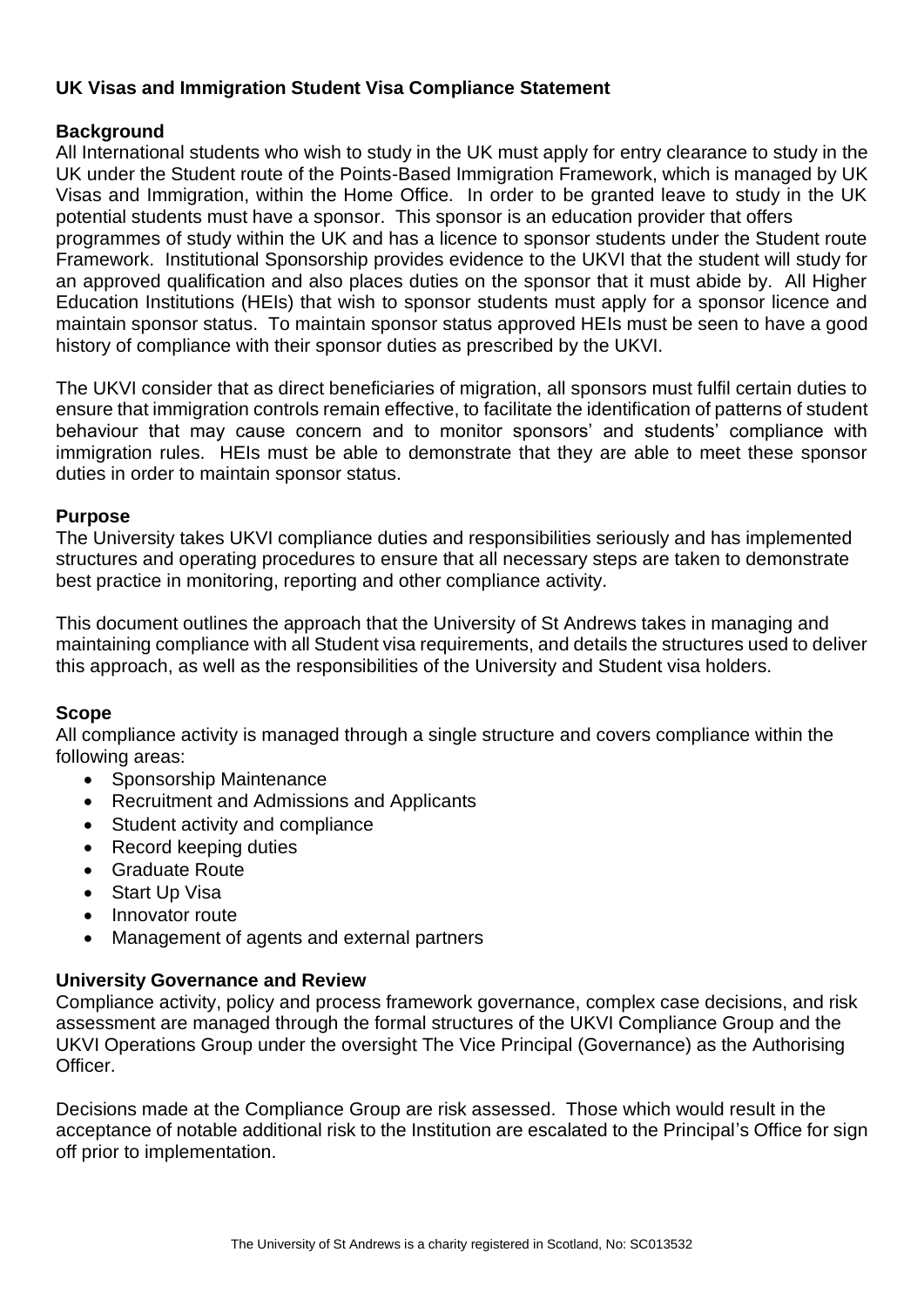## UK Visas and Immigration Student Visa Compliance Statement

### Background

All International students who wish to study in the UK must apply for entry clearance to study in the UK under the Student route of the Points-Based Immigration Framework, which is managed by UK Visas and Immigration, within the Home Office. In order to be granted leave to study in the UK potential students must have a sponsor. This sponsor is an education provider that offers programmes of study within the UK and has a licence to sponsor students under the Student route Framework. Institutional Sponsorship provides evidence to the UKVI that the student will study for an approved qualification and also places duties on the sponsor that it must abide by. All Higher Education Institutions (HEIs) that wish to sponsor students must apply for a sponsor licence and maintain sponsor status. To maintain sponsor status approved HEIs must be seen to have a good history of compliance with their sponsor duties as prescribed by the UKVI.

The UKVI consider that as direct beneficiaries of migration, all sponsors must fulfil certain duties to ensure that immigration controls remain effective, to facilitate the identification of patterns of student behaviour that may cause concern and to monitor sponsors' and students' compliance with immigration rules. HEIs must be able to demonstrate that they are able to meet these sponsor duties in order to maintain sponsor status.

### Purpose

The University takes UKVI compliance duties and responsibilities seriously and has implemented structures and operating procedures to ensure that all necessary steps are taken to demonstrate best practice in monitoring, reporting and other compliance activity.

This document outlines the approach that the University of St Andrews takes in managing and maintaining compliance with all Student visa requirements, and details the structures used to deliver this approach, as well as the responsibilities of the University and Student visa holders.

### Scope

All compliance activity is managed through a single structure and covers compliance within the following areas:

- Sponsorship Maintenance
- Recruitment and Admissions and Applicants
- Student activity and compliance
- Record keeping duties
- Graduate Route
- Start Up Visa
- Innovator route
- Management of agents and external partners

### University Governance and Review

Compliance activity, policy and process framework governance, complex case decisions, and risk assessment are managed through the formal structures of the UKVI Compliance Group and the UKVI Operations Group under the oversight The Vice Principal (Governance) as the Authorising Officer.

Decisions made at the Compliance Group are risk assessed. Those which would result in the acceptance of notable additional risk to the Institution are escalated to the Principal's Office for sign off prior to implementation.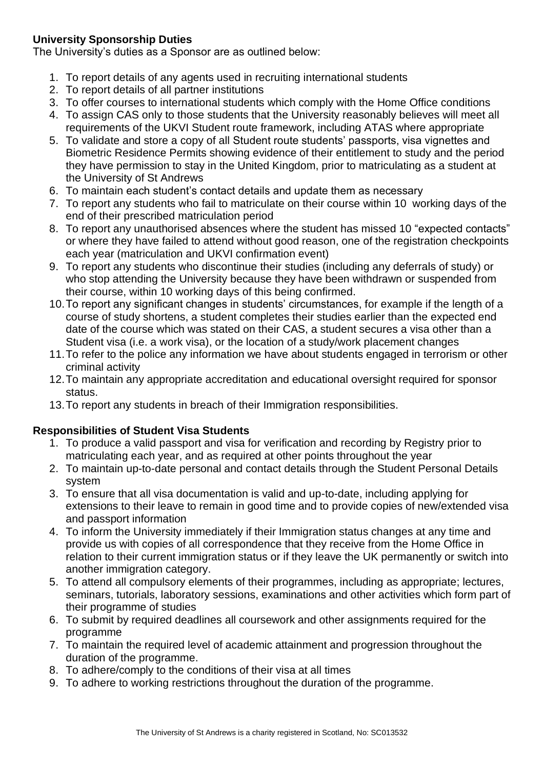**University Sponsorship Duties**

The University's duties as a Sponsor are as outlined below:

1. To report details of any agents used in recruiting international students
2. To report details of all partner institutions
3. To offer courses to international students which comply with the Home Office conditions
4. To assign CAS only to those students that the University reasonably believes will meet all requirements of the UKVI Student route framework, including ATAS where appropriate
5. To validate and store a copy of all Student route students' passports, visa vignettes and Biometric Residence Permits showing evidence of their entitlement to study and the period they have permission to stay in the United Kingdom, prior to matriculating as a student at the University of St Andrews
6. To maintain each student's contact details and update them as necessary
7. To report any students who fail to matriculate on their course within 10 working days of the end of their prescribed matriculation period
8. To report any unauthorised absences where the student has missed 10 "expected contacts" or where they have failed to attend without good reason, one of the registration checkpoints each year (matriculation and UKVI confirmation event)
9. To report any students who discontinue their studies (including any deferrals of study) or who stop attending the University because they have been withdrawn or suspended from their course, within 10 working days of this being confirmed.
10. To report any significant changes in students' circumstances, for example if the length of a course of study shortens, a student completes their studies earlier than the expected end date of the course which was stated on their CAS, a student secures a visa other than a Student visa (i.e. a work visa), or the location of a study/work placement changes
11. To refer to the police any information we have about students engaged in terrorism or other criminal activity
12. To maintain any appropriate accreditation and educational oversight required for sponsor status.
13. To report any students in breach of their Immigration responsibilities.

**Responsibilities of Student Visa Students**

1. To produce a valid passport and visa for verification and recording by Registry prior to matriculating each year, and as required at other points throughout the year
2. To maintain up-to-date personal and contact details through the Student Personal Details system
3. To ensure that all visa documentation is valid and up-to-date, including applying for extensions to their leave to remain in good time and to provide copies of new/extended visa and passport information
4. To inform the University immediately if their Immigration status changes at any time and provide us with copies of all correspondence that they receive from the Home Office in relation to their current immigration status or if they leave the UK permanently or switch into another immigration category.
5. To attend all compulsory elements of their programmes, including as appropriate; lectures, seminars, tutorials, laboratory sessions, examinations and other activities which form part of their programme of studies
6. To submit by required deadlines all coursework and other assignments required for the programme
7. To maintain the required level of academic attainment and progression throughout the duration of the programme.
8. To adhere/comply to the conditions of their visa at all times
9. To adhere to working restrictions throughout the duration of the programme.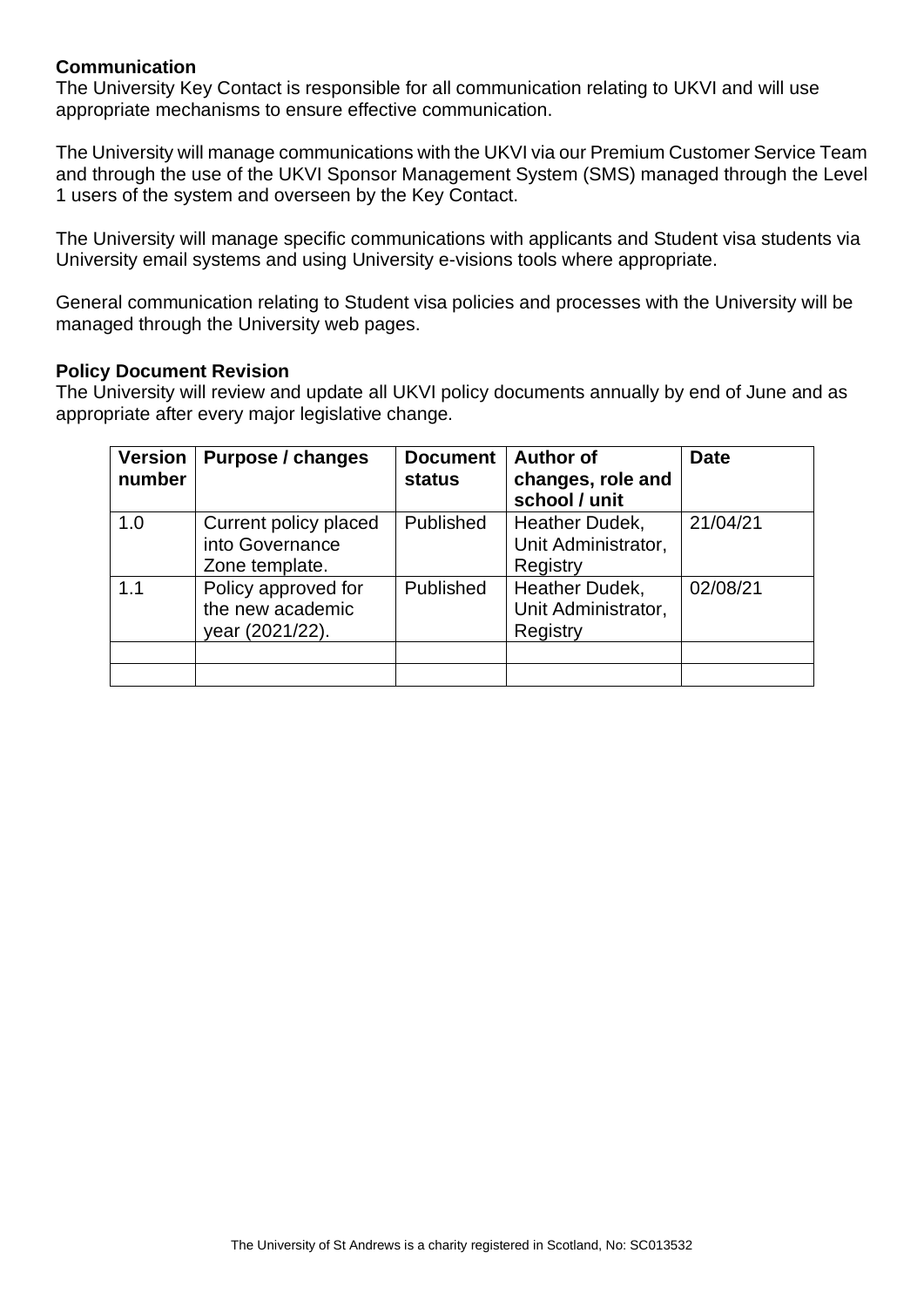**Communication**

The University Key Contact is responsible for all communication relating to UKVI and will use appropriate mechanisms to ensure effective communication.

The University will manage communications with the UKVI via our Premium Customer Service Team and through the use of the UKVI Sponsor Management System (SMS) managed through the Level 1 users of the system and overseen by the Key Contact.

The University will manage specific communications with applicants and Student visa students via University email systems and using University e-visions tools where appropriate.

General communication relating to Student visa policies and processes with the University will be managed through the University web pages.

**Policy Document Revision**

The University will review and update all UKVI policy documents annually by end of June and as appropriate after every major legislative change.

| Version number | Purpose / changes | Document status | Author of changes, role and school / unit | Date |
|---|---|---|---|---|
| 1.0 | Current policy placed into Governance Zone template. | Published | Heather Dudek, Unit Administrator, Registry | 21/04/21 |
| 1.1 | Policy approved for the new academic year (2021/22). | Published | Heather Dudek, Unit Administrator, Registry | 02/08/21 |
| | | | | |
| | | | | |

The University of St Andrews is a charity registered in Scotland, No: SC013532